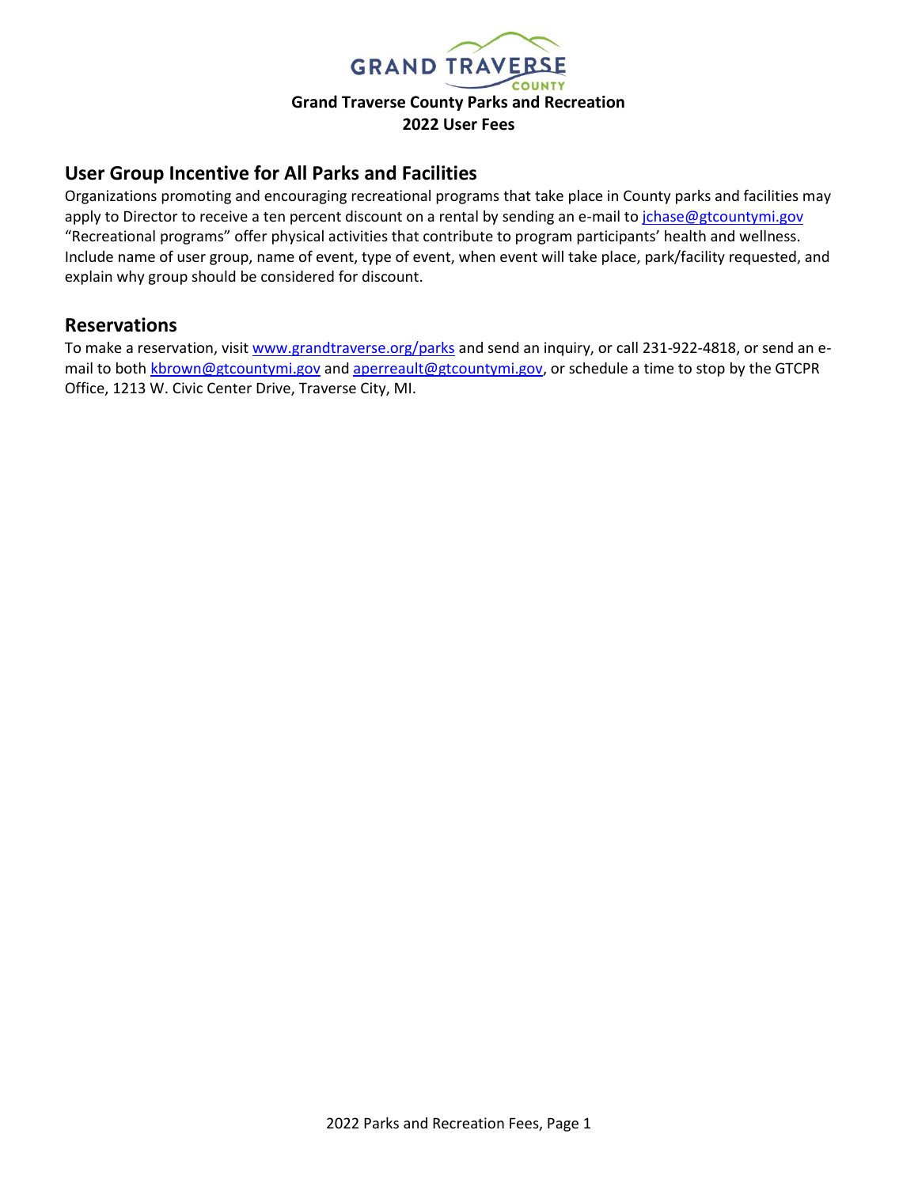# Grand Traverse County Parks and Recreation
# 2022 User Fees

## User Group Incentive for All Parks and Facilities

Organizations promoting and encouraging recreational programs that take place in County parks and facilities may apply to Director to receive a ten percent discount on a rental by sending an e-mail to jchase@gtcountymi.gov "Recreational programs" offer physical activities that contribute to program participants' health and wellness. Include name of user group, name of event, type of event, when event will take place, park/facility requested, and explain why group should be considered for discount.

## Reservations

To make a reservation, visit www.grandtraverse.org/parks and send an inquiry, or call 231-922-4818, or send an e-mail to both kbrown@gtcountymi.gov and aperreault@gtcountymi.gov, or schedule a time to stop by the GTCPR Office, 1213 W. Civic Center Drive, Traverse City, MI.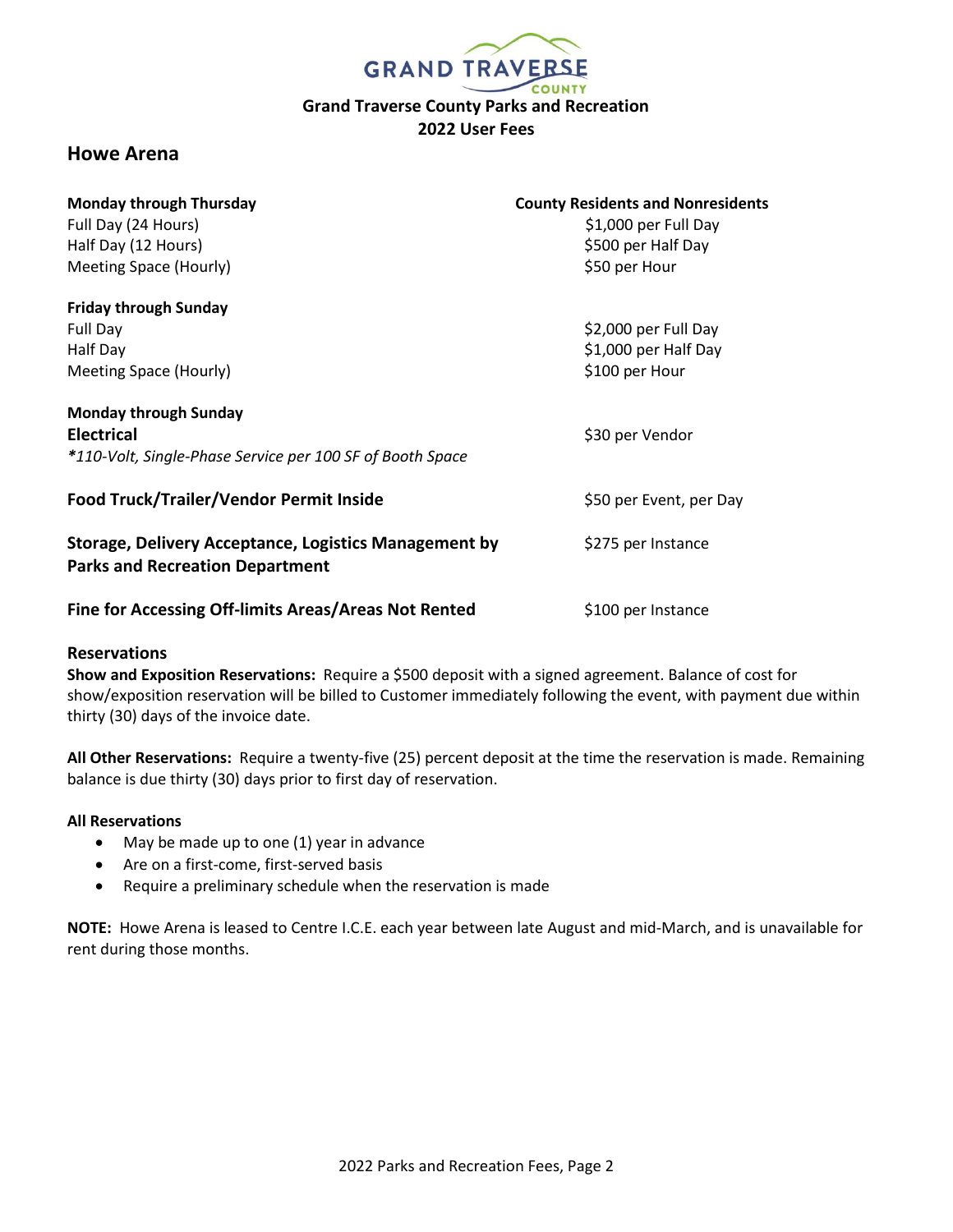**Grand Traverse County Parks and Recreation**
**2022 User Fees**

## Howe Arena

| **Monday through Thursday** | **County Residents and Nonresidents** |
| --- | --- |
| Full Day (24 Hours) | $1,000 per Full Day |
| Half Day (12 Hours) | $500 per Half Day |
| Meeting Space (Hourly) | $50 per Hour |
| **Friday through Sunday** | |
| Full Day | $2,000 per Full Day |
| Half Day | $1,000 per Half Day |
| Meeting Space (Hourly) | $100 per Hour |
| **Monday through Sunday** | |
| **Electrical** *\*110-Volt, Single-Phase Service per 100 SF of Booth Space* | $30 per Vendor |
| **Food Truck/Trailer/Vendor Permit Inside** | $50 per Event, per Day |
| **Storage, Delivery Acceptance, Logistics Management by Parks and Recreation Department** | $275 per Instance |
| **Fine for Accessing Off-limits Areas/Areas Not Rented** | $100 per Instance |

### Reservations

**Show and Exposition Reservations:** Require a $500 deposit with a signed agreement. Balance of cost for show/exposition reservation will be billed to Customer immediately following the event, with payment due within thirty (30) days of the invoice date.

**All Other Reservations:** Require a twenty-five (25) percent deposit at the time the reservation is made. Remaining balance is due thirty (30) days prior to first day of reservation.

**All Reservations**

- May be made up to one (1) year in advance
- Are on a first-come, first-served basis
- Require a preliminary schedule when the reservation is made

**NOTE:** Howe Arena is leased to Centre I.C.E. each year between late August and mid-March, and is unavailable for rent during those months.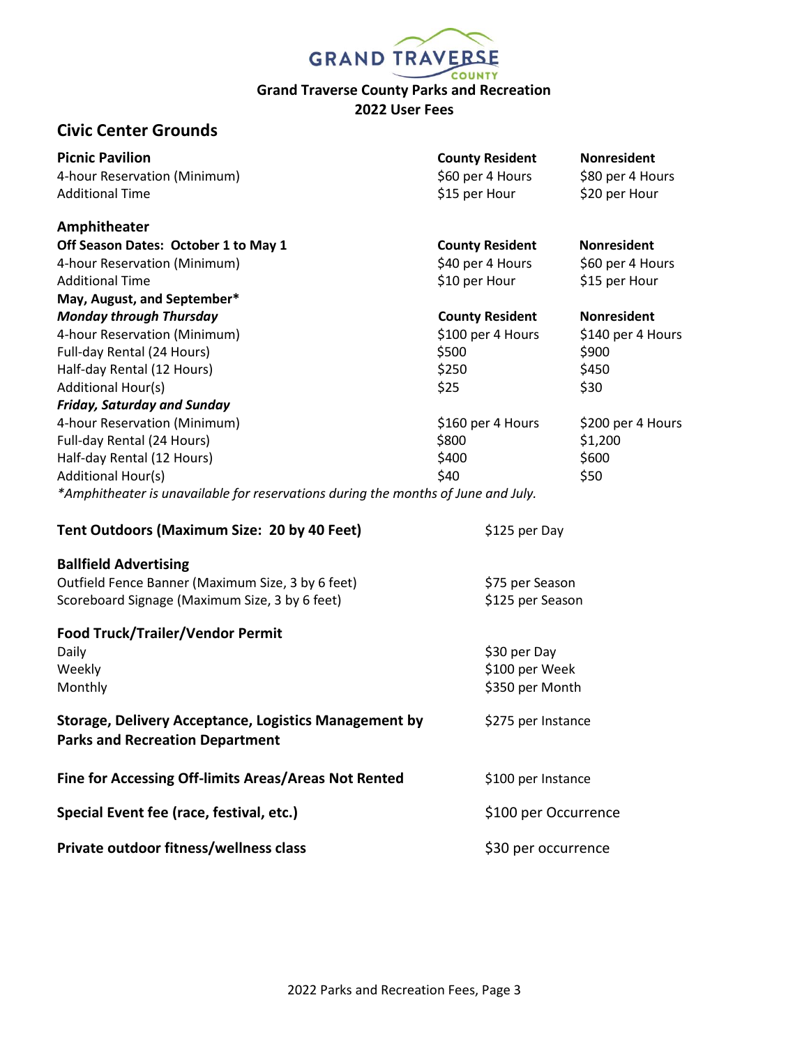# Grand Traverse County Parks and Recreation
# 2022 User Fees

## Civic Center Grounds

| **Picnic Pavilion** | **County Resident** | **Nonresident** |
|---|---|---|
| 4-hour Reservation (Minimum) | $60 per 4 Hours | $80 per 4 Hours |
| Additional Time | $15 per Hour | $20 per Hour |

| **Amphitheater** | | |
|---|---|---|
| **Off Season Dates: October 1 to May 1** | **County Resident** | **Nonresident** |
| 4-hour Reservation (Minimum) | $40 per 4 Hours | $60 per 4 Hours |
| Additional Time | $10 per Hour | $15 per Hour |
| **May, August, and September*** | | |
| ***Monday through Thursday*** | **County Resident** | **Nonresident** |
| 4-hour Reservation (Minimum) | $100 per 4 Hours | $140 per 4 Hours |
| Full-day Rental (24 Hours) | $500 | $900 |
| Half-day Rental (12 Hours) | $250 | $450 |
| Additional Hour(s) | $25 | $30 |
| ***Friday, Saturday and Sunday*** | | |
| 4-hour Reservation (Minimum) | $160 per 4 Hours | $200 per 4 Hours |
| Full-day Rental (24 Hours) | $800 | $1,200 |
| Half-day Rental (12 Hours) | $400 | $600 |
| Additional Hour(s) | $40 | $50 |

*\*Amphitheater is unavailable for reservations during the months of June and July.*

| **Tent Outdoors (Maximum Size: 20 by 40 Feet)** | $125 per Day |
|---|---|
| **Ballfield Advertising** | |
| Outfield Fence Banner (Maximum Size, 3 by 6 feet) | $75 per Season |
| Scoreboard Signage (Maximum Size, 3 by 6 feet) | $125 per Season |
| **Food Truck/Trailer/Vendor Permit** | |
| Daily | $30 per Day |
| Weekly | $100 per Week |
| Monthly | $350 per Month |
| **Storage, Delivery Acceptance, Logistics Management by Parks and Recreation Department** | $275 per Instance |
| **Fine for Accessing Off-limits Areas/Areas Not Rented** | $100 per Instance |
| **Special Event fee (race, festival, etc.)** | $100 per Occurrence |
| **Private outdoor fitness/wellness class** | $30 per occurrence |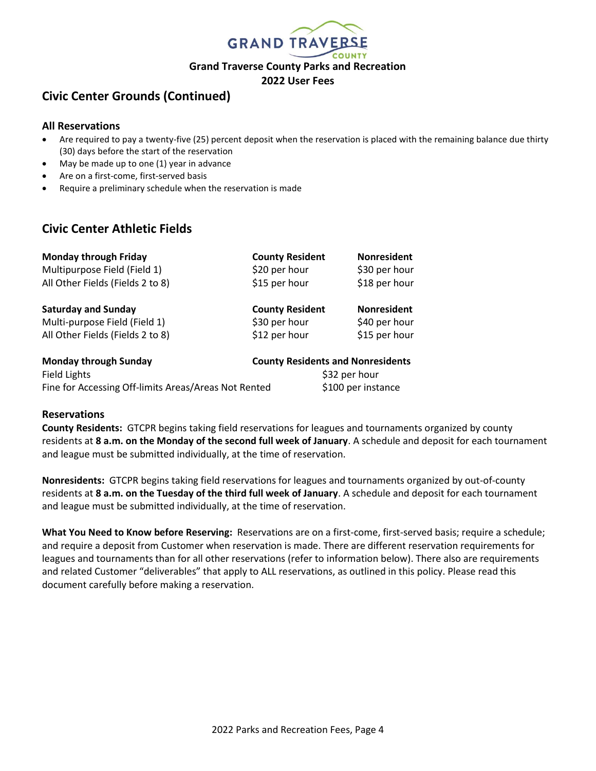Grand Traverse County Parks and Recreation
2022 User Fees

## Civic Center Grounds (Continued)

### All Reservations

- Are required to pay a twenty-five (25) percent deposit when the reservation is placed with the remaining balance due thirty (30) days before the start of the reservation
- May be made up to one (1) year in advance
- Are on a first-come, first-served basis
- Require a preliminary schedule when the reservation is made

## Civic Center Athletic Fields

| **Monday through Friday** | **County Resident** | **Nonresident** |
|---|---|---|
| Multipurpose Field (Field 1) | $20 per hour | $30 per hour |
| All Other Fields (Fields 2 to 8) | $15 per hour | $18 per hour |

| **Saturday and Sunday** | **County Resident** | **Nonresident** |
|---|---|---|
| Multi-purpose Field (Field 1) | $30 per hour | $40 per hour |
| All Other Fields (Fields 2 to 8) | $12 per hour | $15 per hour |

| **Monday through Sunday** | **County Residents and Nonresidents** |
|---|---|
| Field Lights | $32 per hour |
| Fine for Accessing Off-limits Areas/Areas Not Rented | $100 per instance |

### Reservations

**County Residents:** GTCPR begins taking field reservations for leagues and tournaments organized by county residents at **8 a.m. on the Monday of the second full week of January**. A schedule and deposit for each tournament and league must be submitted individually, at the time of reservation.

**Nonresidents:** GTCPR begins taking field reservations for leagues and tournaments organized by out-of-county residents at **8 a.m. on the Tuesday of the third full week of January**. A schedule and deposit for each tournament and league must be submitted individually, at the time of reservation.

**What You Need to Know before Reserving:** Reservations are on a first-come, first-served basis; require a schedule; and require a deposit from Customer when reservation is made. There are different reservation requirements for leagues and tournaments than for all other reservations (refer to information below). There also are requirements and related Customer "deliverables" that apply to ALL reservations, as outlined in this policy. Please read this document carefully before making a reservation.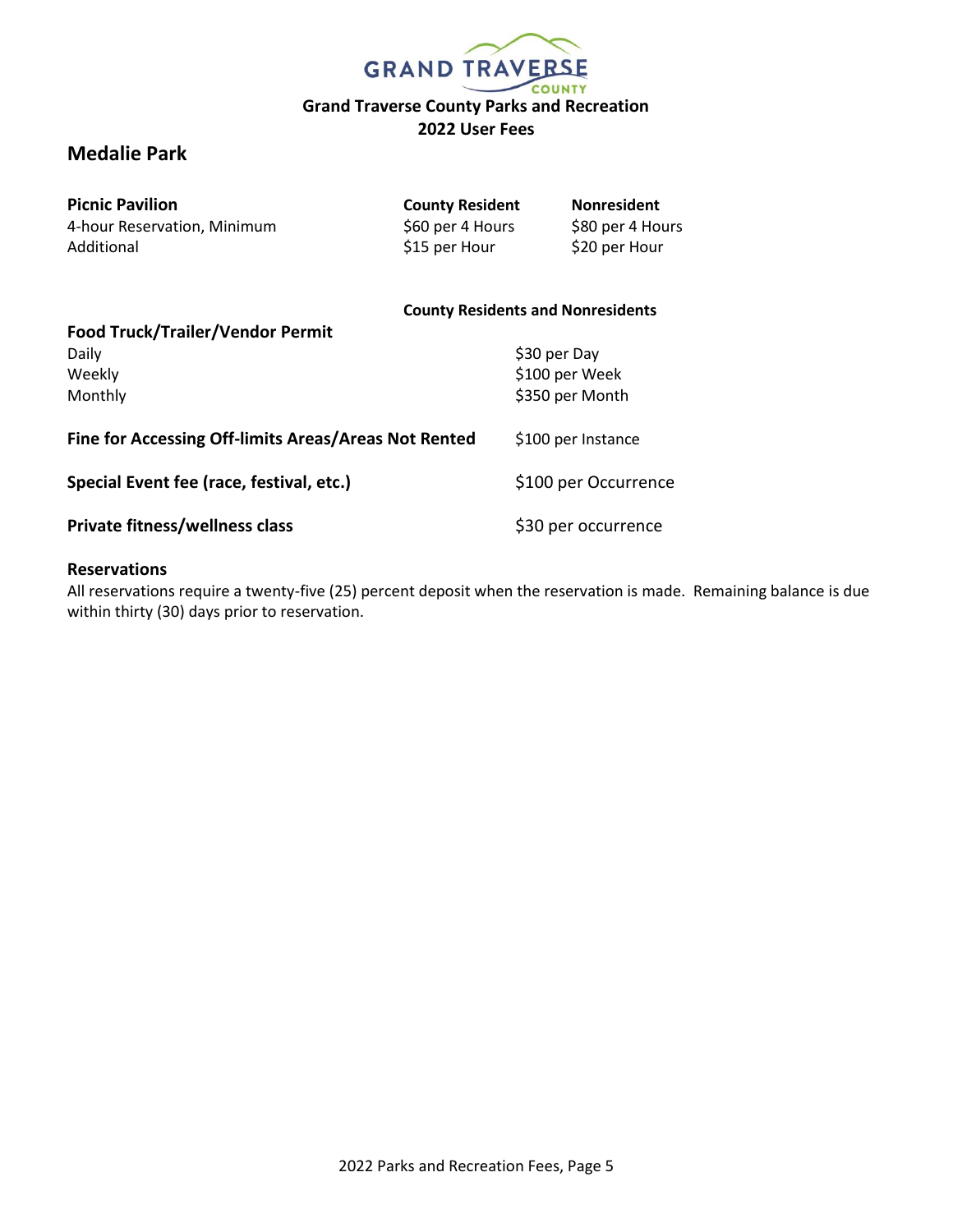**Grand Traverse County Parks and Recreation**
**2022 User Fees**

## Medalie Park

| Picnic Pavilion | County Resident | Nonresident |
|---|---|---|
| 4-hour Reservation, Minimum | $60 per 4 Hours | $80 per 4 Hours |
| Additional | $15 per Hour | $20 per Hour |

| | County Residents and Nonresidents |
|---|---|
| **Food Truck/Trailer/Vendor Permit** | |
| Daily | $30 per Day |
| Weekly | $100 per Week |
| Monthly | $350 per Month |
| **Fine for Accessing Off-limits Areas/Areas Not Rented** | $100 per Instance |
| **Special Event fee (race, festival, etc.)** | $100 per Occurrence |
| **Private fitness/wellness class** | $30 per occurrence |

### Reservations

All reservations require a twenty-five (25) percent deposit when the reservation is made. Remaining balance is due within thirty (30) days prior to reservation.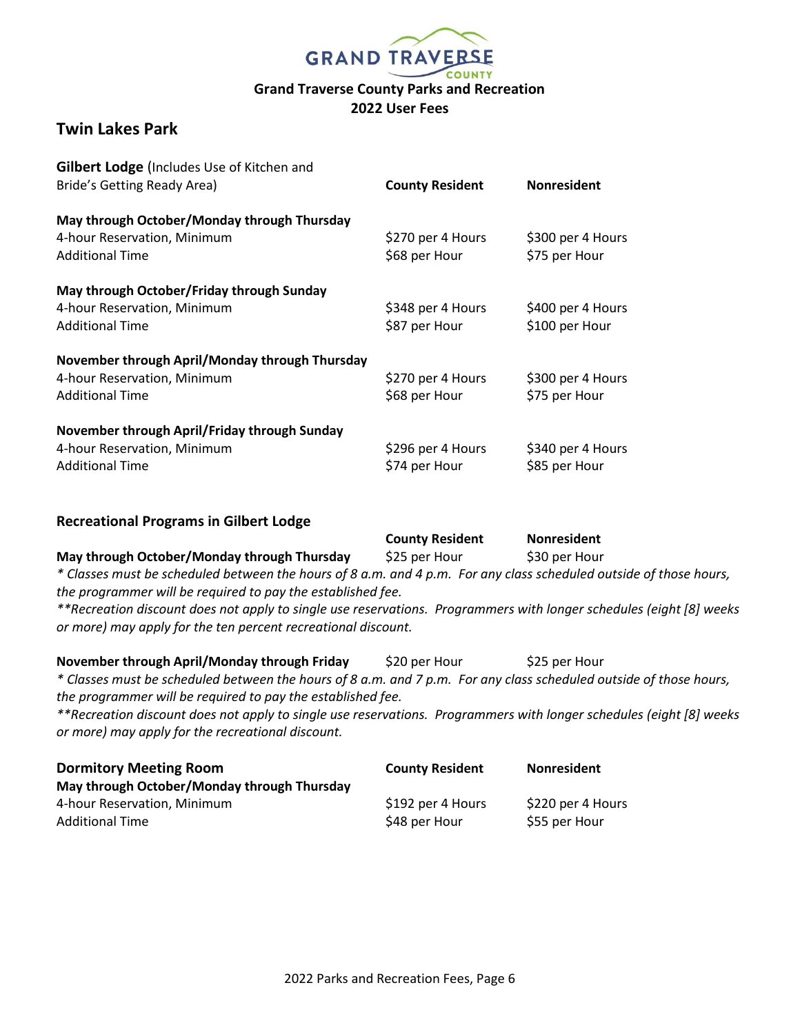# Grand Traverse County Parks and Recreation
## 2022 User Fees

## Twin Lakes Park

| **Gilbert Lodge** (Includes Use of Kitchen and Bride's Getting Ready Area) | **County Resident** | **Nonresident** |
|---|---|---|
| **May through October/Monday through Thursday** | | |
| 4-hour Reservation, Minimum | $270 per 4 Hours | $300 per 4 Hours |
| Additional Time | $68 per Hour | $75 per Hour |
| **May through October/Friday through Sunday** | | |
| 4-hour Reservation, Minimum | $348 per 4 Hours | $400 per 4 Hours |
| Additional Time | $87 per Hour | $100 per Hour |
| **November through April/Monday through Thursday** | | |
| 4-hour Reservation, Minimum | $270 per 4 Hours | $300 per 4 Hours |
| Additional Time | $68 per Hour | $75 per Hour |
| **November through April/Friday through Sunday** | | |
| 4-hour Reservation, Minimum | $296 per 4 Hours | $340 per 4 Hours |
| Additional Time | $74 per Hour | $85 per Hour |

### Recreational Programs in Gilbert Lodge

| | **County Resident** | **Nonresident** |
|---|---|---|
| **May through October/Monday through Thursday** | $25 per Hour | $30 per Hour |

*\* Classes must be scheduled between the hours of 8 a.m. and 4 p.m. For any class scheduled outside of those hours, the programmer will be required to pay the established fee.*

*\*\*Recreation discount does not apply to single use reservations. Programmers with longer schedules (eight [8] weeks or more) may apply for the ten percent recreational discount.*

| | | |
|---|---|---|
| **November through April/Monday through Friday** | $20 per Hour | $25 per Hour |

*\* Classes must be scheduled between the hours of 8 a.m. and 7 p.m. For any class scheduled outside of those hours, the programmer will be required to pay the established fee.*

*\*\*Recreation discount does not apply to single use reservations. Programmers with longer schedules (eight [8] weeks or more) may apply for the recreational discount.*

| **Dormitory Meeting Room** | **County Resident** | **Nonresident** |
|---|---|---|
| **May through October/Monday through Thursday** | | |
| 4-hour Reservation, Minimum | $192 per 4 Hours | $220 per 4 Hours |
| Additional Time | $48 per Hour | $55 per Hour |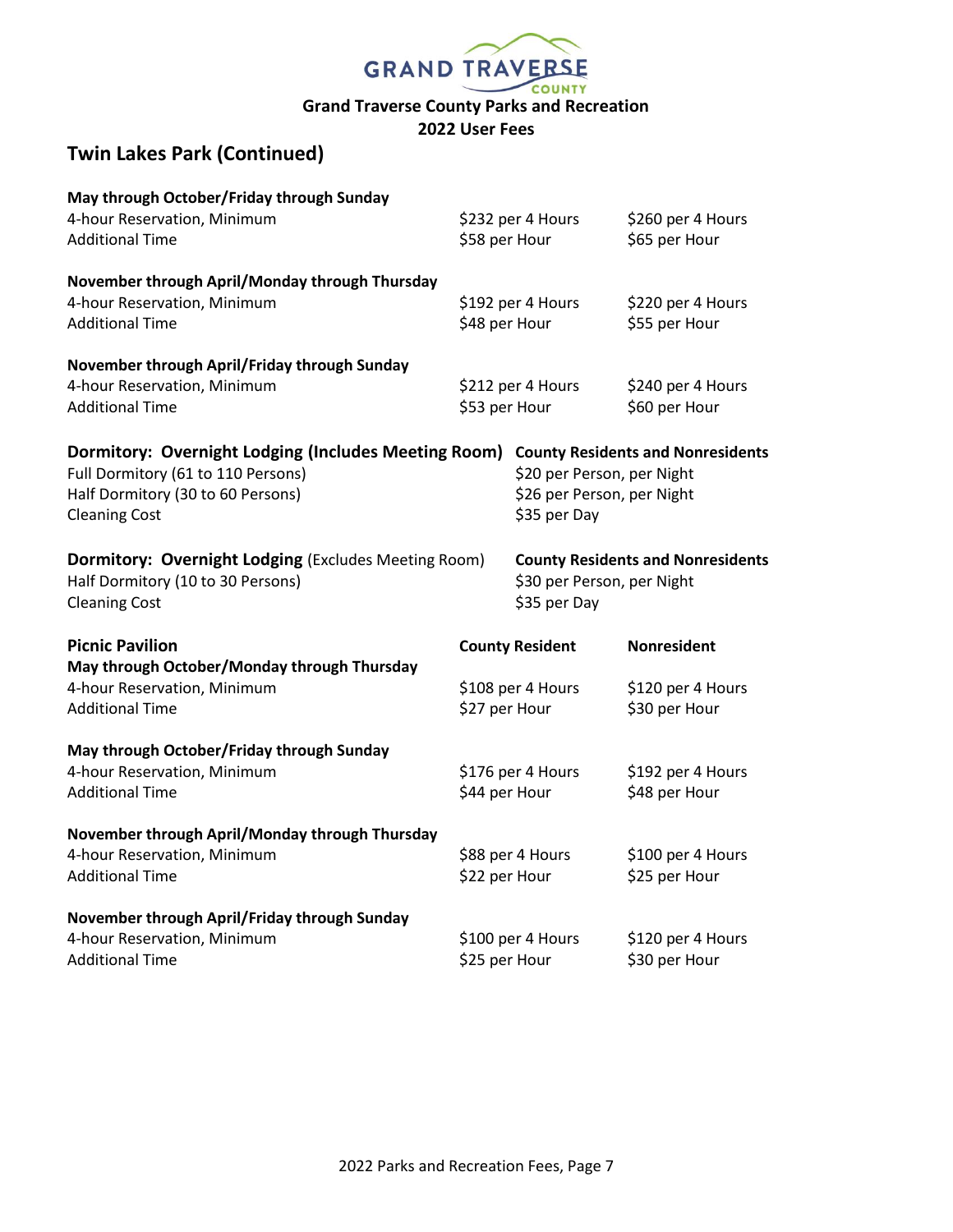Grand Traverse County Parks and Recreation
2022 User Fees

## Twin Lakes Park (Continued)

| | | |
|---|---|---|
| **May through October/Friday through Sunday** | | |
| 4-hour Reservation, Minimum | $232 per 4 Hours | $260 per 4 Hours |
| Additional Time | $58 per Hour | $65 per Hour |
| **November through April/Monday through Thursday** | | |
| 4-hour Reservation, Minimum | $192 per 4 Hours | $220 per 4 Hours |
| Additional Time | $48 per Hour | $55 per Hour |
| **November through April/Friday through Sunday** | | |
| 4-hour Reservation, Minimum | $212 per 4 Hours | $240 per 4 Hours |
| Additional Time | $53 per Hour | $60 per Hour |

| **Dormitory: Overnight Lodging (Includes Meeting Room)** | **County Residents and Nonresidents** |
|---|---|
| Full Dormitory (61 to 110 Persons) | $20 per Person, per Night |
| Half Dormitory (30 to 60 Persons) | $26 per Person, per Night |
| Cleaning Cost | $35 per Day |

| **Dormitory: Overnight Lodging** (Excludes Meeting Room) | **County Residents and Nonresidents** |
|---|---|
| Half Dormitory (10 to 30 Persons) | $30 per Person, per Night |
| Cleaning Cost | $35 per Day |

| **Picnic Pavilion** | **County Resident** | **Nonresident** |
|---|---|---|
| **May through October/Monday through Thursday** | | |
| 4-hour Reservation, Minimum | $108 per 4 Hours | $120 per 4 Hours |
| Additional Time | $27 per Hour | $30 per Hour |
| **May through October/Friday through Sunday** | | |
| 4-hour Reservation, Minimum | $176 per 4 Hours | $192 per 4 Hours |
| Additional Time | $44 per Hour | $48 per Hour |
| **November through April/Monday through Thursday** | | |
| 4-hour Reservation, Minimum | $88 per 4 Hours | $100 per 4 Hours |
| Additional Time | $22 per Hour | $25 per Hour |
| **November through April/Friday through Sunday** | | |
| 4-hour Reservation, Minimum | $100 per 4 Hours | $120 per 4 Hours |
| Additional Time | $25 per Hour | $30 per Hour |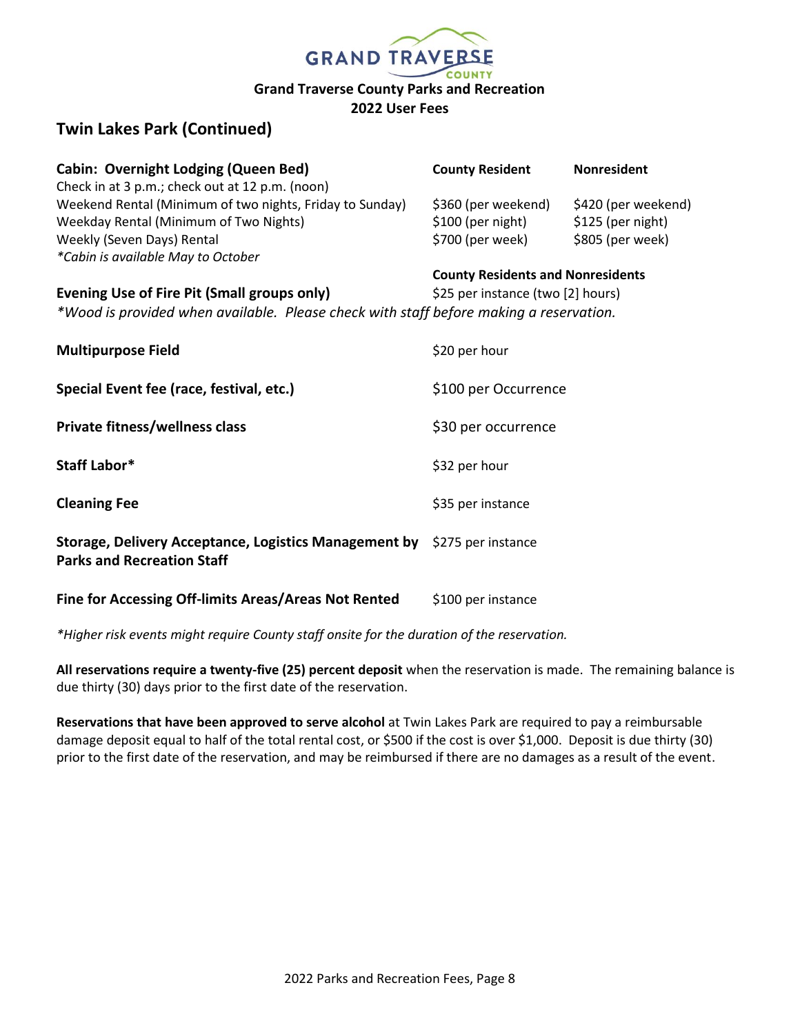# Grand Traverse County Parks and Recreation
## 2022 User Fees

## Twin Lakes Park (Continued)

| **Cabin: Overnight Lodging (Queen Bed)** | **County Resident** | **Nonresident** |
|---|---|---|
| Check in at 3 p.m.; check out at 12 p.m. (noon) | | |
| Weekend Rental (Minimum of two nights, Friday to Sunday) | $360 (per weekend) | $420 (per weekend) |
| Weekday Rental (Minimum of Two Nights) | $100 (per night) | $125 (per night) |
| Weekly (Seven Days) Rental | $700 (per week) | $805 (per week) |
| *\*Cabin is available May to October* | | |

| | **County Residents and Nonresidents** |
|---|---|
| **Evening Use of Fire Pit (Small groups only)** | $25 per instance (two [2] hours) |

*\*Wood is provided when available. Please check with staff before making a reservation.*

| | |
|---|---|
| **Multipurpose Field** | $20 per hour |
| **Special Event fee (race, festival, etc.)** | $100 per Occurrence |
| **Private fitness/wellness class** | $30 per occurrence |
| **Staff Labor*** | $32 per hour |
| **Cleaning Fee** | $35 per instance |
| **Storage, Delivery Acceptance, Logistics Management by Parks and Recreation Staff** | $275 per instance |
| **Fine for Accessing Off-limits Areas/Areas Not Rented** | $100 per instance |

*\*Higher risk events might require County staff onsite for the duration of the reservation.*

**All reservations require a twenty-five (25) percent deposit** when the reservation is made. The remaining balance is due thirty (30) days prior to the first date of the reservation.

**Reservations that have been approved to serve alcohol** at Twin Lakes Park are required to pay a reimbursable damage deposit equal to half of the total rental cost, or $500 if the cost is over $1,000. Deposit is due thirty (30) prior to the first date of the reservation, and may be reimbursed if there are no damages as a result of the event.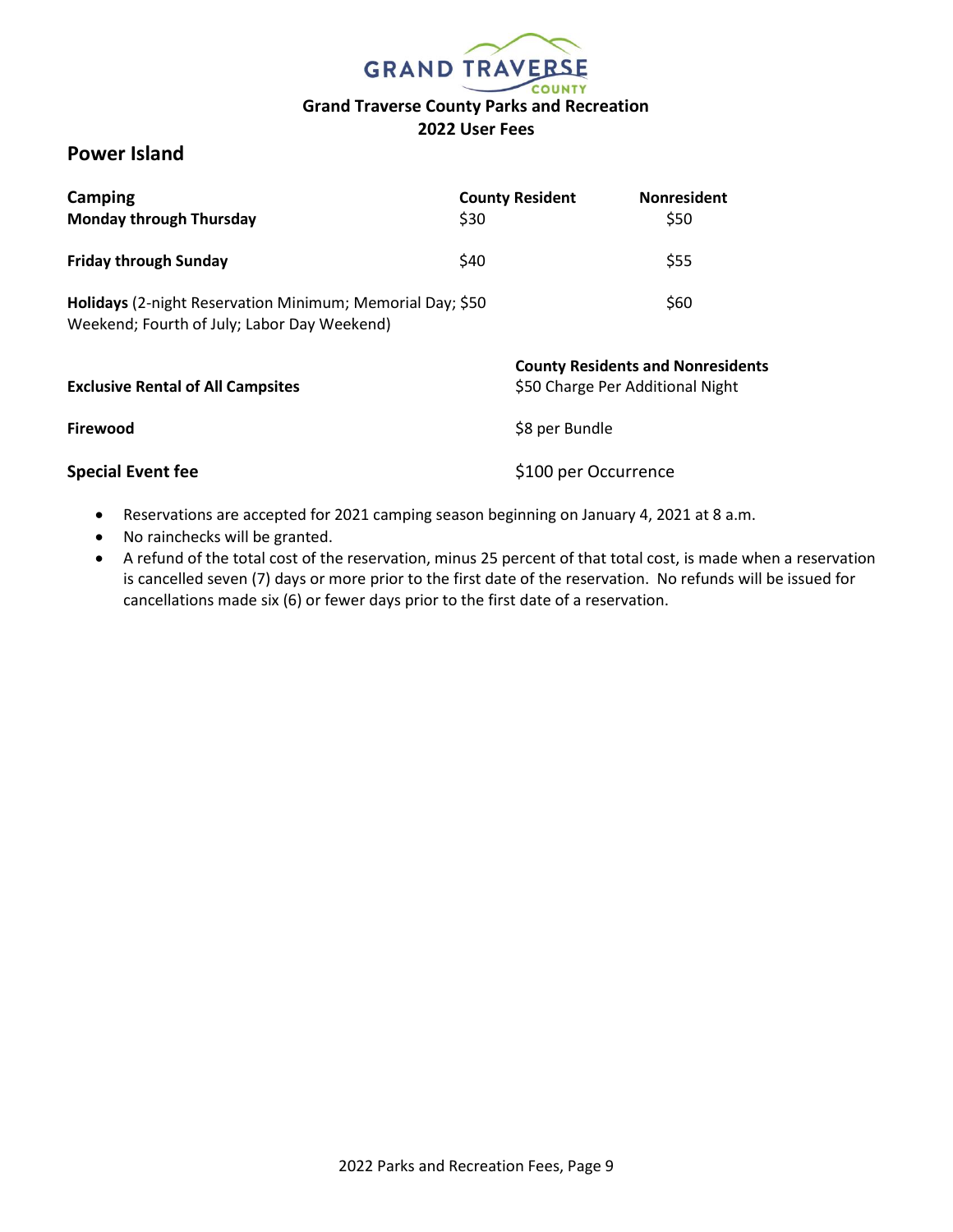**Grand Traverse County Parks and Recreation**
**2022 User Fees**

## Power Island

| Camping | County Resident | Nonresident |
|---|---|---|
| **Monday through Thursday** | $30 | $50 |
| **Friday through Sunday** | $40 | $55 |
| **Holidays** (2-night Reservation Minimum; Memorial Day Weekend; Fourth of July; Labor Day Weekend) | $50 | $60 |

| | County Residents and Nonresidents |
|---|---|
| **Exclusive Rental of All Campsites** | $50 Charge Per Additional Night |
| **Firewood** | $8 per Bundle |
| **Special Event fee** | $100 per Occurrence |

- Reservations are accepted for 2021 camping season beginning on January 4, 2021 at 8 a.m.
- No rainchecks will be granted.
- A refund of the total cost of the reservation, minus 25 percent of that total cost, is made when a reservation is cancelled seven (7) days or more prior to the first date of the reservation. No refunds will be issued for cancellations made six (6) or fewer days prior to the first date of a reservation.